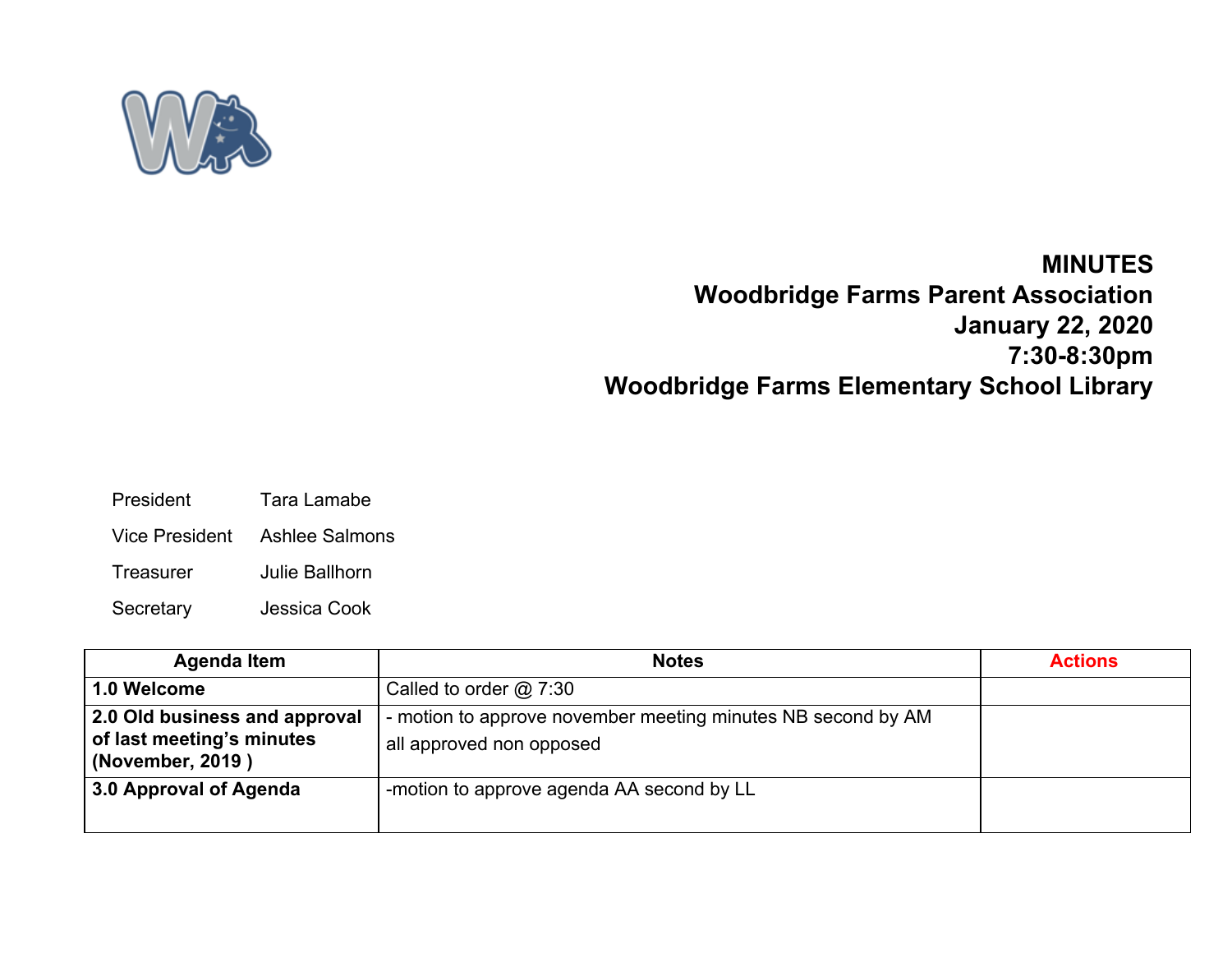**MINUTES**
**Woodbridge Farms Parent Association**
**January 22, 2020**
**7:30-8:30pm**
**Woodbridge Farms Elementary School Library**

President Tara Lamabe

Vice President Ashlee Salmons

Treasurer Julie Ballhorn

Secretary Jessica Cook

| Agenda Item | Notes | Actions |
|---|---|---|
| **1.0 Welcome** | Called to order @ 7:30 | |
| **2.0 Old business and approval of last meeting's minutes (November, 2019 )** | - motion to approve november meeting minutes NB second by AM<br>all approved non opposed | |
| **3.0 Approval of Agenda** | -motion to approve agenda AA second by LL | |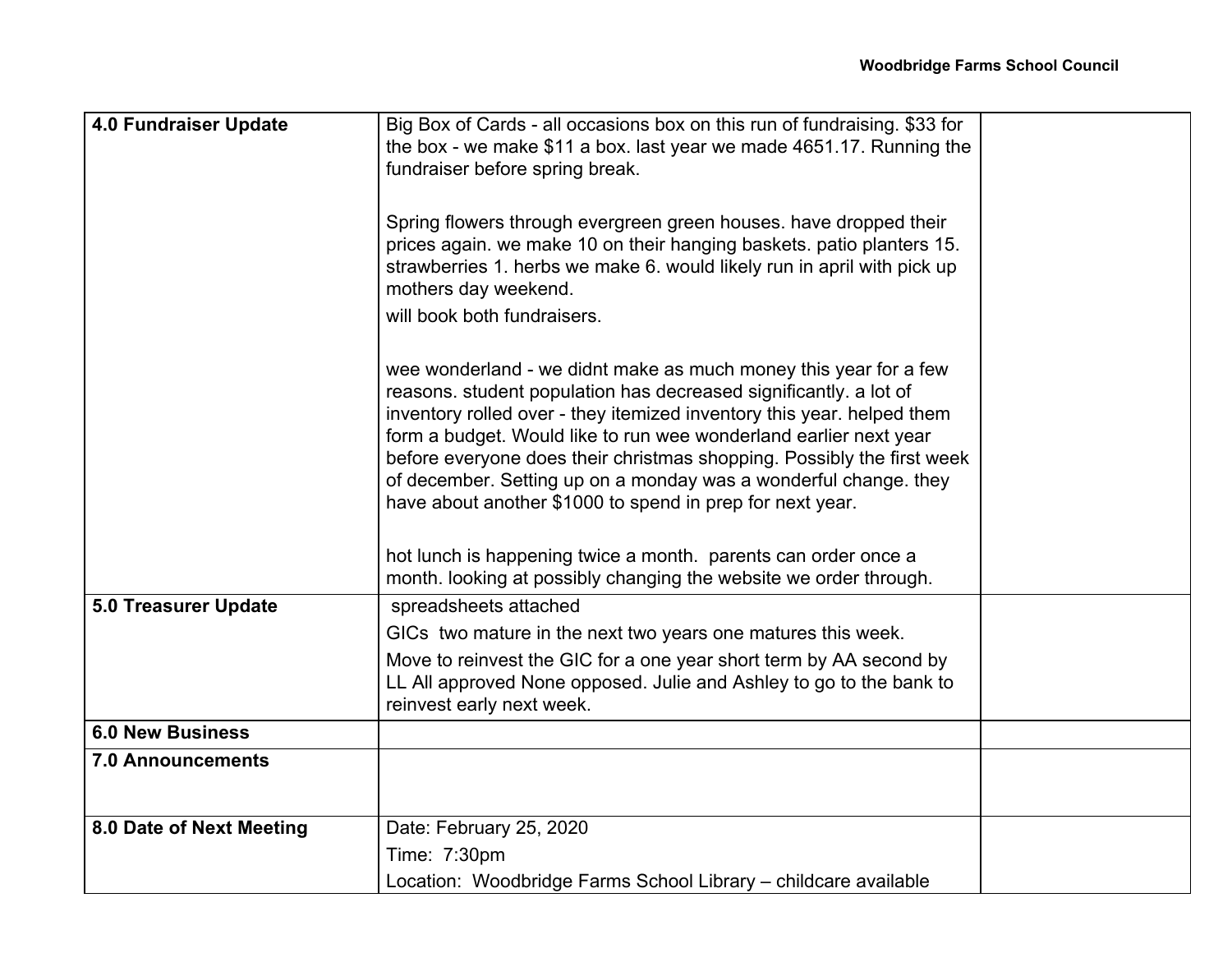| 4.0 Fundraiser Update | Big Box of Cards - all occasions box on this run of fundraising. $33 for the box - we make $11 a box. last year we made 4651.17. Running the fundraiser before spring break.<br><br>Spring flowers through evergreen green houses. have dropped their prices again. we make 10 on their hanging baskets. patio planters 15. strawberries 1. herbs we make 6. would likely run in april with pick up mothers day weekend.<br>will book both fundraisers.<br><br>wee wonderland - we didnt make as much money this year for a few reasons. student population has decreased significantly. a lot of inventory rolled over - they itemized inventory this year. helped them form a budget. Would like to run wee wonderland earlier next year before everyone does their christmas shopping. Possibly the first week of december. Setting up on a monday was a wonderful change. they have about another $1000 to spend in prep for next year.<br><br>hot lunch is happening twice a month. parents can order once a month. looking at possibly changing the website we order through. | |
|---|---|---|
| 5.0 Treasurer Update | spreadsheets attached<br>GICs two mature in the next two years one matures this week.<br>Move to reinvest the GIC for a one year short term by AA second by LL All approved None opposed. Julie and Ashley to go to the bank to reinvest early next week. | |
| 6.0 New Business | | |
| 7.0 Announcements | | |
| 8.0 Date of Next Meeting | Date: February 25, 2020<br>Time: 7:30pm<br>Location: Woodbridge Farms School Library – childcare available | |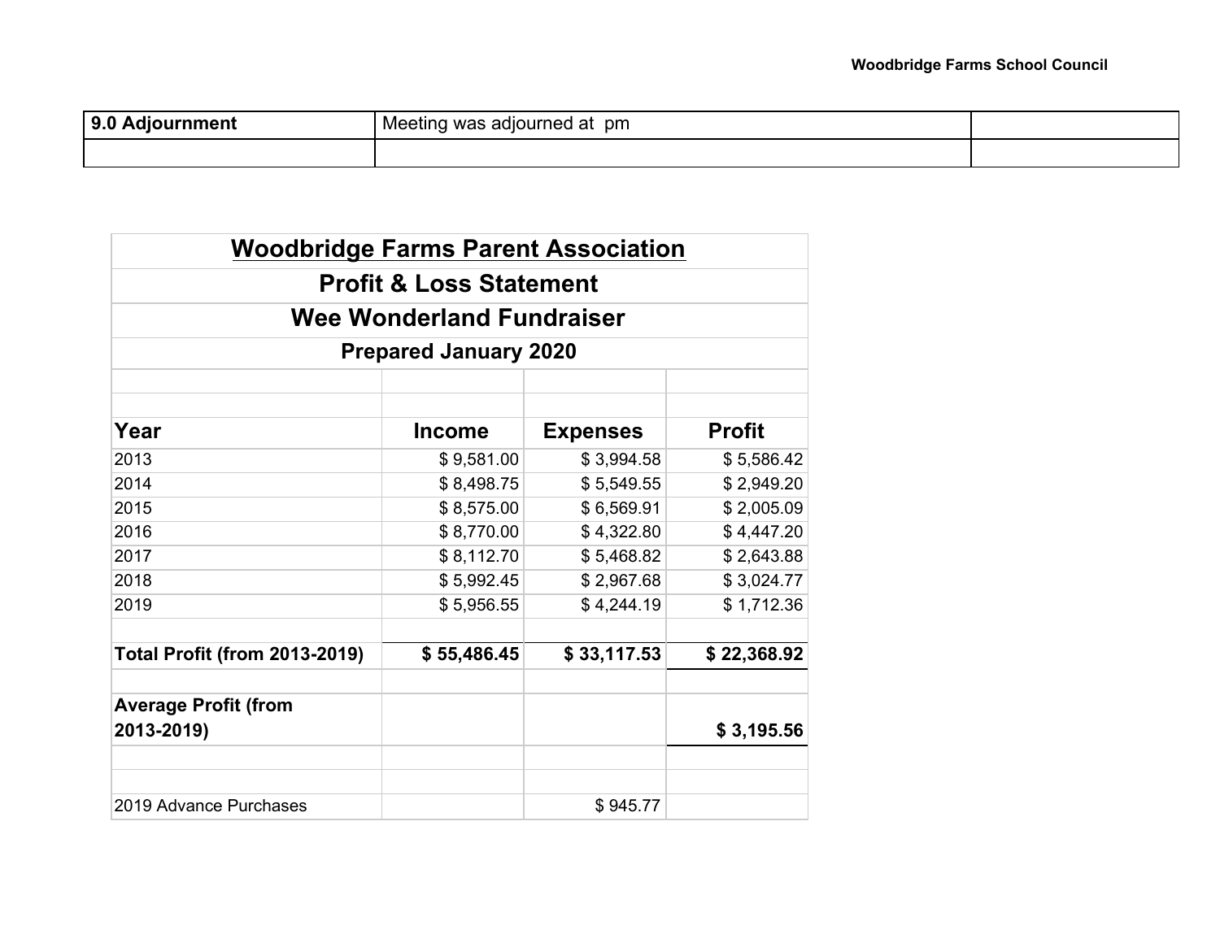| 9.0 Adjournment | Meeting was adjourned at  pm | |
| --- | --- | --- |
| | | |

**Woodbridge Farms Parent Association**

**Profit & Loss Statement**

**Wee Wonderland Fundraiser**

**Prepared January 2020**

| Year | Income | Expenses | Profit |
| --- | --- | --- | --- |
| 2013 | $ 9,581.00 | $ 3,994.58 | $ 5,586.42 |
| 2014 | $ 8,498.75 | $ 5,549.55 | $ 2,949.20 |
| 2015 | $ 8,575.00 | $ 6,569.91 | $ 2,005.09 |
| 2016 | $ 8,770.00 | $ 4,322.80 | $ 4,447.20 |
| 2017 | $ 8,112.70 | $ 5,468.82 | $ 2,643.88 |
| 2018 | $ 5,992.45 | $ 2,967.68 | $ 3,024.77 |
| 2019 | $ 5,956.55 | $ 4,244.19 | $ 1,712.36 |
| | | | |
| **Total Profit (from 2013-2019)** | **$ 55,486.45** | **$ 33,117.53** | **$ 22,368.92** |
| | | | |
| **Average Profit (from 2013-2019)** | | | **$ 3,195.56** |
| | | | |
| | | | |
| 2019 Advance Purchases | | $ 945.77 | |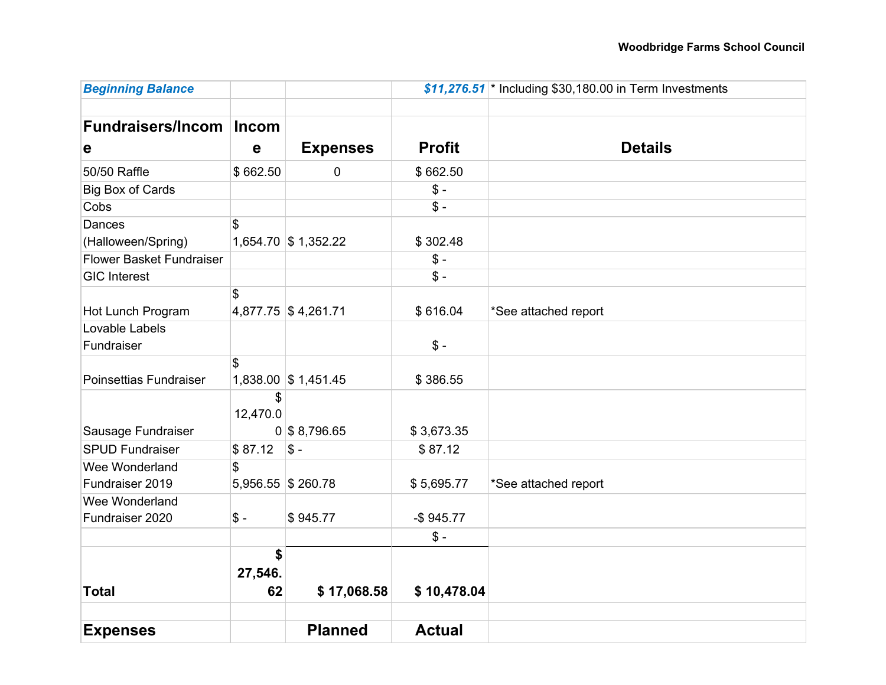**Woodbridge Farms School Council**

| ***Beginning Balance*** | | | ***$11,276.51*** | * Including $30,180.00 in Term Investments |
|---|---|---|---|---|
| | | | | |
| **Fundraisers/Income** | **Income** | **Expenses** | **Profit** | **Details** |
| 50/50 Raffle | $ 662.50 | 0 | $ 662.50 | |
| Big Box of Cards | | | $ - | |
| Cobs | | | $ - | |
| Dances (Halloween/Spring) | $ 1,654.70 | $ 1,352.22 | $ 302.48 | |
| Flower Basket Fundraiser | | | $ - | |
| GIC Interest | | | $ - | |
| Hot Lunch Program | $ 4,877.75 | $ 4,261.71 | $ 616.04 | *See attached report |
| Lovable Labels Fundraiser | | | $ - | |
| Poinsettias Fundraiser | $ 1,838.00 | $ 1,451.45 | $ 386.55 | |
| Sausage Fundraiser | $ 12,470.00 | $ 8,796.65 | $ 3,673.35 | |
| SPUD Fundraiser | $ 87.12 | $ - | $ 87.12 | |
| Wee Wonderland Fundraiser 2019 | $ 5,956.55 | $ 260.78 | $ 5,695.77 | *See attached report |
| Wee Wonderland Fundraiser 2020 | $ - | $ 945.77 | -$ 945.77 | |
| | | | $ - | |
| **Total** | **$ 27,546.62** | **$ 17,068.58** | **$ 10,478.04** | |
| | | | | |
| **Expenses** | | **Planned** | **Actual** | |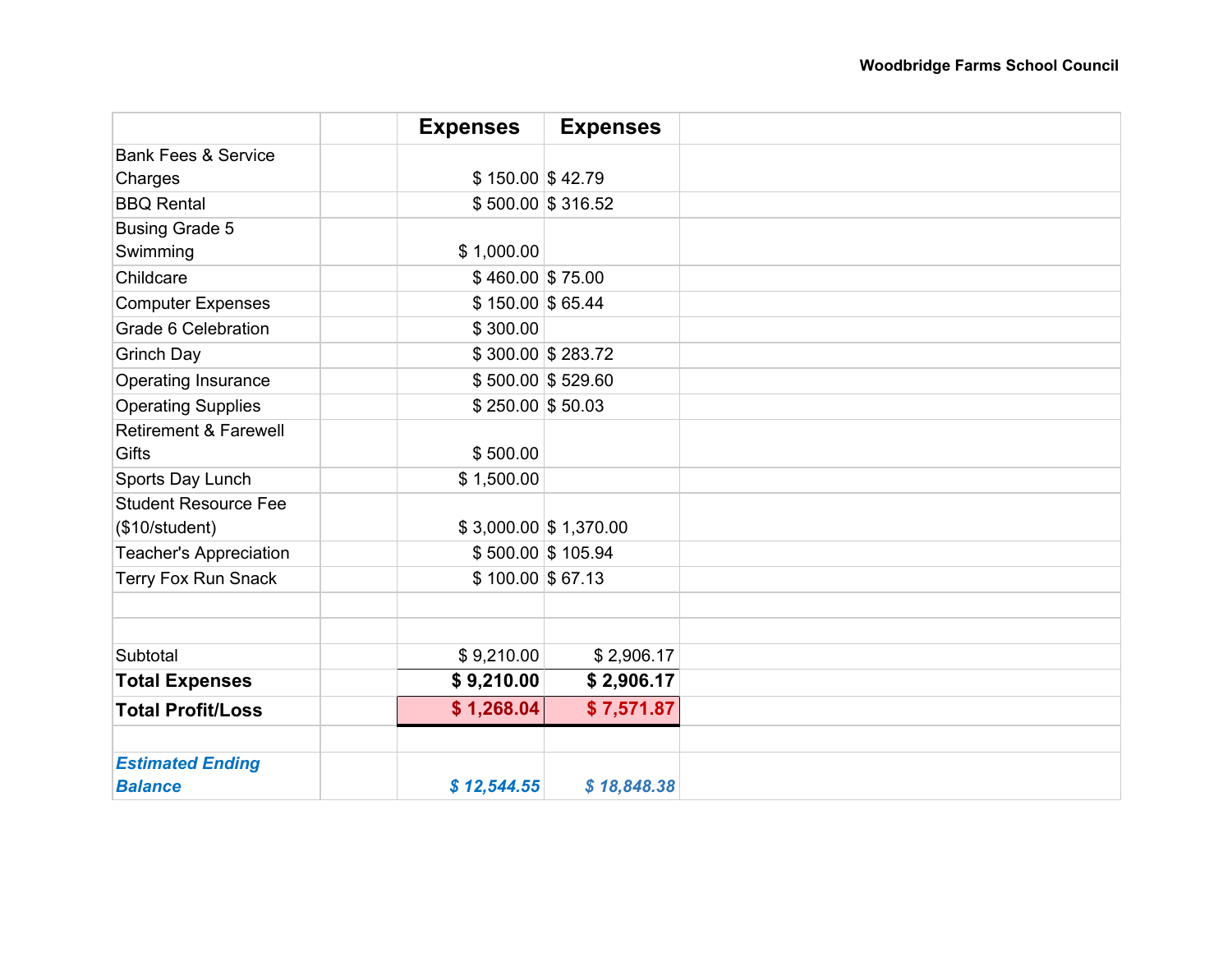**Woodbridge Farms School Council**

| | | Expenses | Expenses | |
|---|---|---|---|---|
| Bank Fees & Service Charges | | $ 150.00 | $ 42.79 | |
| BBQ Rental | | $ 500.00 | $ 316.52 | |
| Busing Grade 5 Swimming | | $ 1,000.00 | | |
| Childcare | | $ 460.00 | $ 75.00 | |
| Computer Expenses | | $ 150.00 | $ 65.44 | |
| Grade 6 Celebration | | $ 300.00 | | |
| Grinch Day | | $ 300.00 | $ 283.72 | |
| Operating Insurance | | $ 500.00 | $ 529.60 | |
| Operating Supplies | | $ 250.00 | $ 50.03 | |
| Retirement & Farewell Gifts | | $ 500.00 | | |
| Sports Day Lunch | | $ 1,500.00 | | |
| Student Resource Fee ($10/student) | | $ 3,000.00 | $ 1,370.00 | |
| Teacher's Appreciation | | $ 500.00 | $ 105.94 | |
| Terry Fox Run Snack | | $ 100.00 | $ 67.13 | |
| | | | | |
| | | | | |
| Subtotal | | $ 9,210.00 | $ 2,906.17 | |
| **Total Expenses** | | **$ 9,210.00** | **$ 2,906.17** | |
| **Total Profit/Loss** | | **$ 1,268.04** | **$ 7,571.87** | |
| | | | | |
| ***Estimated Ending Balance*** | | ***$ 12,544.55*** | ***$ 18,848.38*** | |